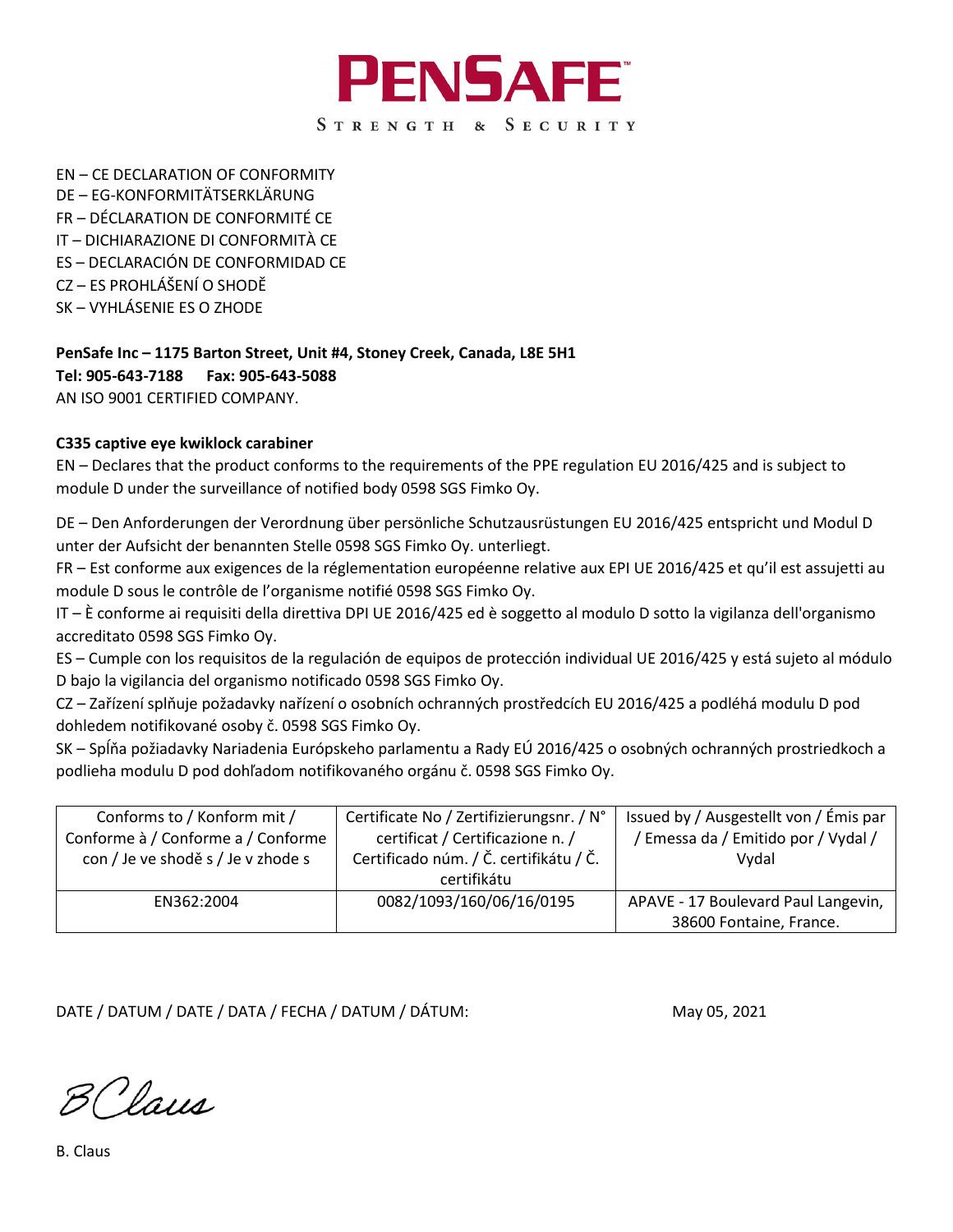# PENSAFE™

STRENGTH & SECURITY

EN – CE DECLARATION OF CONFORMITY
DE – EG-KONFORMITÄTSERKLÄRUNG
FR – DÉCLARATION DE CONFORMITÉ CE
IT – DICHIARAZIONE DI CONFORMITÀ CE
ES – DECLARACIÓN DE CONFORMIDAD CE
CZ – ES PROHLÁŠENÍ O SHODĚ
SK – VYHLÁSENIE ES O ZHODE

**PenSafe Inc – 1175 Barton Street, Unit #4, Stoney Creek, Canada, L8E 5H1**
**Tel: 905-643-7188 Fax: 905-643-5088**
AN ISO 9001 CERTIFIED COMPANY.

**C335 captive eye kwiklock carabiner**

EN – Declares that the product conforms to the requirements of the PPE regulation EU 2016/425 and is subject to module D under the surveillance of notified body 0598 SGS Fimko Oy.

DE – Den Anforderungen der Verordnung über persönliche Schutzausrüstungen EU 2016/425 entspricht und Modul D unter der Aufsicht der benannten Stelle 0598 SGS Fimko Oy. unterliegt.
FR – Est conforme aux exigences de la réglementation européenne relative aux EPI UE 2016/425 et qu'il est assujetti au module D sous le contrôle de l'organisme notifié 0598 SGS Fimko Oy.
IT – È conforme ai requisiti della direttiva DPI UE 2016/425 ed è soggetto al modulo D sotto la vigilanza dell'organismo accreditato 0598 SGS Fimko Oy.
ES – Cumple con los requisitos de la regulación de equipos de protección individual UE 2016/425 y está sujeto al módulo D bajo la vigilancia del organismo notificado 0598 SGS Fimko Oy.
CZ – Zařízení splňuje požadavky nařízení o osobních ochranných prostředcích EU 2016/425 a podléhá modulu D pod dohledem notifikované osoby č. 0598 SGS Fimko Oy.
SK – Spĺňa požiadavky Nariadenia Európskeho parlamentu a Rady EÚ 2016/425 o osobných ochranných prostriedkoch a podlieha modulu D pod dohľadom notifikovaného orgánu č. 0598 SGS Fimko Oy.

| Conforms to / Konform mit / Conforme à / Conforme a / Conforme con / Je ve shodě s / Je v zhode s | Certificate No / Zertifizierungsnr. / N° certificat / Certificazione n. / Certificado núm. / Č. certifikátu / Č. certifikátu | Issued by / Ausgestellt von / Émis par / Emessa da / Emitido por / Vydal / Vydal |
|---|---|---|
| EN362:2004 | 0082/1093/160/06/16/0195 | APAVE - 17 Boulevard Paul Langevin, 38600 Fontaine, France. |

DATE / DATUM / DATE / DATA / FECHA / DATUM / DÁTUM: May 05, 2021

B Claus

B. Claus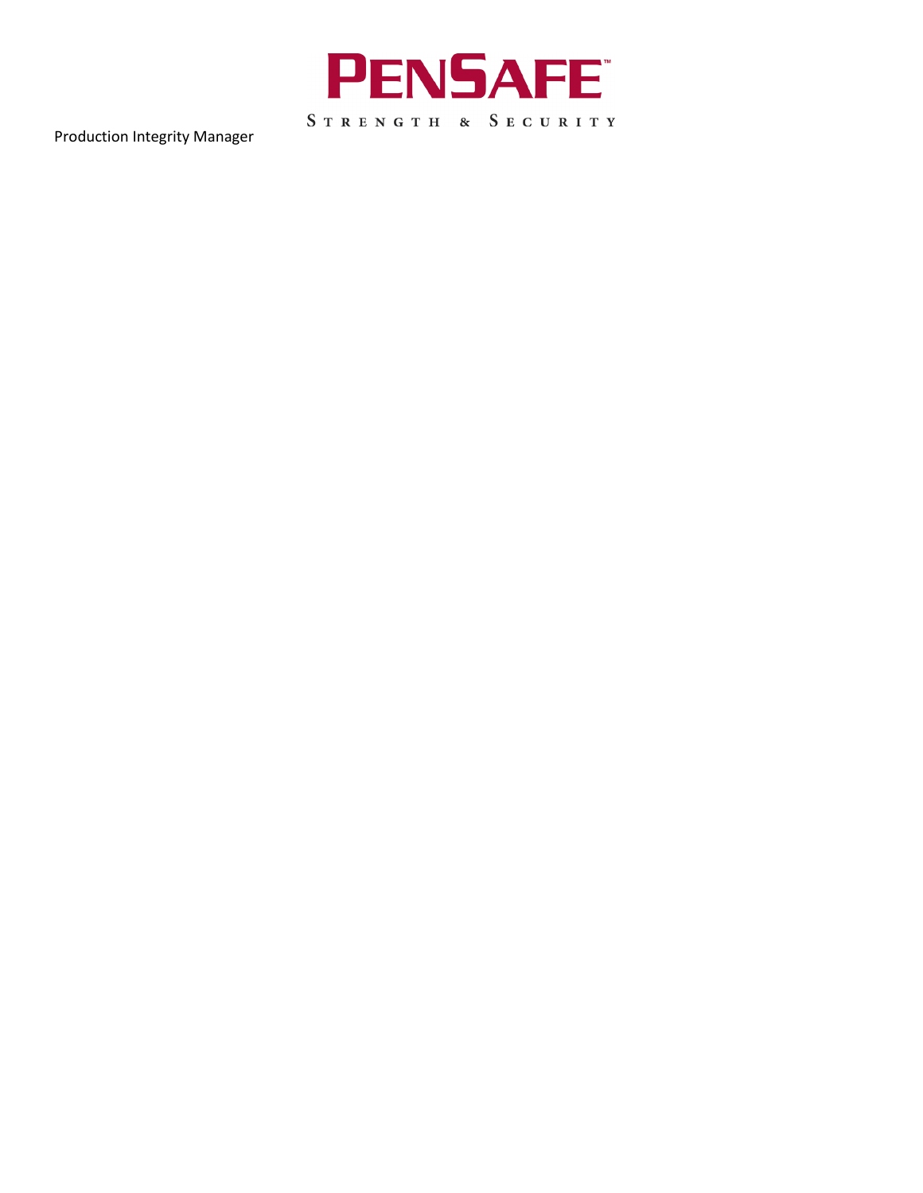PENSAFE™

STRENGTH & SECURITY

Production Integrity Manager